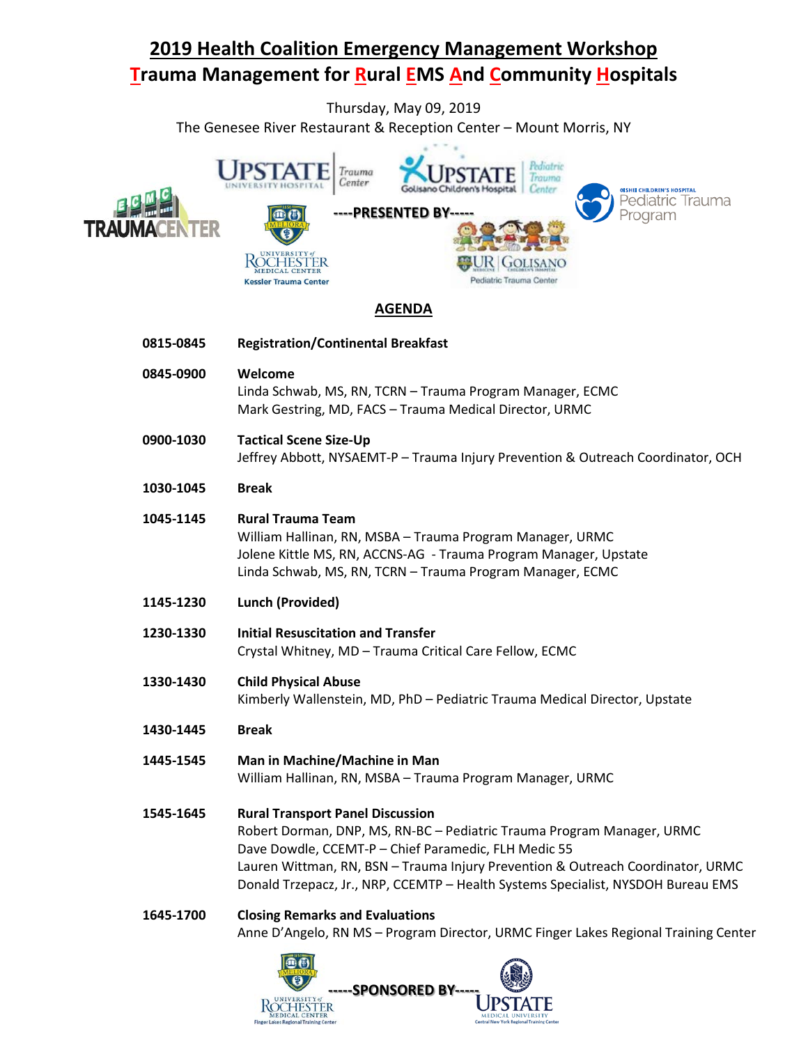# 2019 Health Coalition Emergency Management Workshop

## Trauma Management for Rural EMS And Community Hospitals

Thursday, May 09, 2019

The Genesee River Restaurant & Reception Center – Mount Morris, NY

----PRESENTED BY-----

ECMC TRAUMA CENTER

UPSTATE UNIVERSITY HOSPITAL Trauma Center

UPSTATE Golisano Children's Hospital Pediatric Trauma Center

OISHEI CHILDREN'S HOSPITAL Pediatric Trauma Program

UNIVERSITY of ROCHESTER MEDICAL CENTER Kessler Trauma Center

UR MEDICINE | GOLISANO CHILDREN'S HOSPITAL Pediatric Trauma Center

## AGENDA

**0815-0845** **Registration/Continental Breakfast**

**0845-0900** **Welcome**
Linda Schwab, MS, RN, TCRN – Trauma Program Manager, ECMC
Mark Gestring, MD, FACS – Trauma Medical Director, URMC

**0900-1030** **Tactical Scene Size-Up**
Jeffrey Abbott, NYSAEMT-P – Trauma Injury Prevention & Outreach Coordinator, OCH

**1030-1045** **Break**

**1045-1145** **Rural Trauma Team**
William Hallinan, RN, MSBA – Trauma Program Manager, URMC
Jolene Kittle MS, RN, ACCNS-AG - Trauma Program Manager, Upstate
Linda Schwab, MS, RN, TCRN – Trauma Program Manager, ECMC

**1145-1230** **Lunch (Provided)**

**1230-1330** **Initial Resuscitation and Transfer**
Crystal Whitney, MD – Trauma Critical Care Fellow, ECMC

**1330-1430** **Child Physical Abuse**
Kimberly Wallenstein, MD, PhD – Pediatric Trauma Medical Director, Upstate

**1430-1445** **Break**

**1445-1545** **Man in Machine/Machine in Man**
William Hallinan, RN, MSBA – Trauma Program Manager, URMC

**1545-1645** **Rural Transport Panel Discussion**
Robert Dorman, DNP, MS, RN-BC – Pediatric Trauma Program Manager, URMC
Dave Dowdle, CCEMT-P – Chief Paramedic, FLH Medic 55
Lauren Wittman, RN, BSN – Trauma Injury Prevention & Outreach Coordinator, URMC
Donald Trzepacz, Jr., NRP, CCEMTP – Health Systems Specialist, NYSDOH Bureau EMS

**1645-1700** **Closing Remarks and Evaluations**
Anne D'Angelo, RN MS – Program Director, URMC Finger Lakes Regional Training Center

-----SPONSORED BY-----

UNIVERSITY of ROCHESTER MEDICAL CENTER Finger Lakes Regional Training Center

UPSTATE MEDICAL UNIVERSITY Central New York Regional Training Center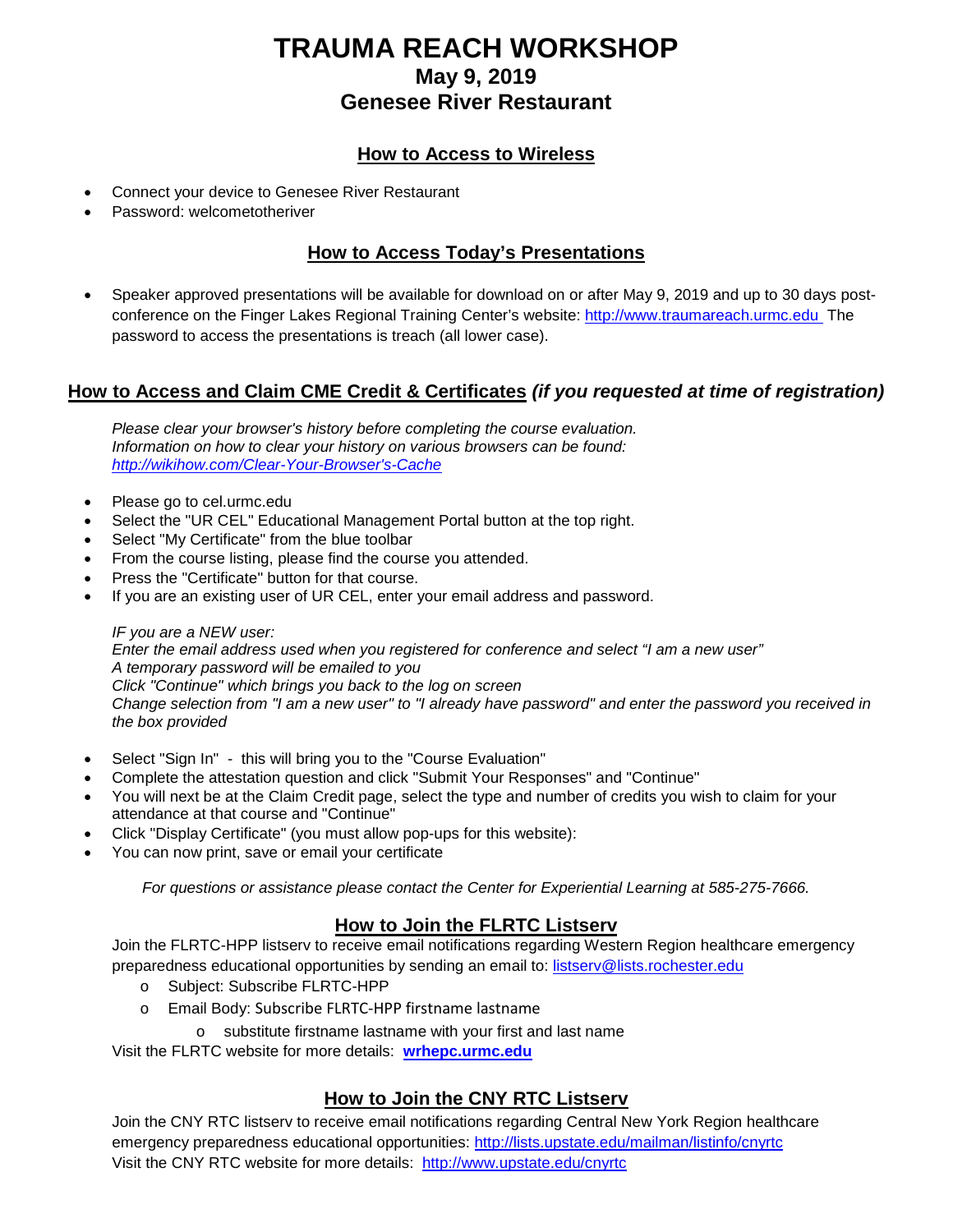# TRAUMA REACH WORKSHOP

## May 9, 2019

## Genesee River Restaurant

### How to Access to Wireless

- Connect your device to Genesee River Restaurant
- Password: welcometotheriver

### How to Access Today's Presentations

- Speaker approved presentations will be available for download on or after May 9, 2019 and up to 30 days post-conference on the Finger Lakes Regional Training Center's website: http://www.traumareach.urmc.edu The password to access the presentations is treach (all lower case).

### How to Access and Claim CME Credit & Certificates *(if you requested at time of registration)*

*Please clear your browser's history before completing the course evaluation.*
*Information on how to clear your history on various browsers can be found:*
*http://wikihow.com/Clear-Your-Browser's-Cache*

- Please go to cel.urmc.edu
- Select the "UR CEL" Educational Management Portal button at the top right.
- Select "My Certificate" from the blue toolbar
- From the course listing, please find the course you attended.
- Press the "Certificate" button for that course.
- If you are an existing user of UR CEL, enter your email address and password.

*IF you are a NEW user:*
*Enter the email address used when you registered for conference and select "I am a new user"*
*A temporary password will be emailed to you*
*Click "Continue" which brings you back to the log on screen*
*Change selection from "I am a new user" to "I already have password" and enter the password you received in the box provided*

- Select "Sign In" - this will bring you to the "Course Evaluation"
- Complete the attestation question and click "Submit Your Responses" and "Continue"
- You will next be at the Claim Credit page, select the type and number of credits you wish to claim for your attendance at that course and "Continue"
- Click "Display Certificate" (you must allow pop-ups for this website):
- You can now print, save or email your certificate

*For questions or assistance please contact the Center for Experiential Learning at 585-275-7666.*

### How to Join the FLRTC Listserv

Join the FLRTC-HPP listserv to receive email notifications regarding Western Region healthcare emergency preparedness educational opportunities by sending an email to: listserv@lists.rochester.edu

- Subject: Subscribe FLRTC-HPP
- Email Body: Subscribe FLRTC-HPP firstname lastname
  - substitute firstname lastname with your first and last name

Visit the FLRTC website for more details: **wrhepc.urmc.edu**

### How to Join the CNY RTC Listserv

Join the CNY RTC listserv to receive email notifications regarding Central New York Region healthcare emergency preparedness educational opportunities: http://lists.upstate.edu/mailman/listinfo/cnyrtc
Visit the CNY RTC website for more details: http://www.upstate.edu/cnyrtc